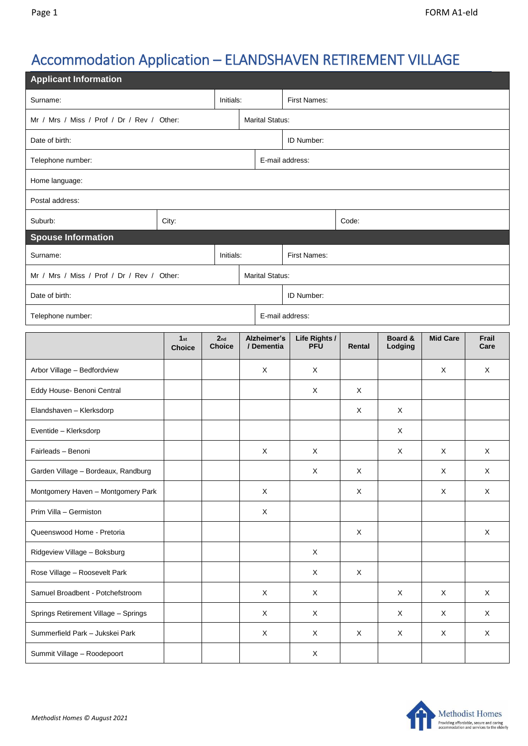# Accommodation Application – ELANDSHAVEN RETIREMENT VILLAGE

| Applicant Information | | | |
|---|---|---|---|
| Surname: | Initials: | First Names: | |
| Mr / Mrs / Miss / Prof / Dr / Rev / Other: | | Marital Status: | |
| Date of birth: | | ID Number: | |
| Telephone number: | | E-mail address: | |
| Home language: | | | |
| Postal address: | | | |
| Suburb: | City: | | Code: |

| Spouse Information | | | |
|---|---|---|---|
| Surname: | Initials: | First Names: | |
| Mr / Mrs / Miss / Prof / Dr / Rev / Other: | | Marital Status: | |
| Date of birth: | | ID Number: | |
| Telephone number: | | E-mail address: | |

| | 1st Choice | 2nd Choice | Alzheimer's / Dementia | Life Rights / PFU | Rental | Board & Lodging | Mid Care | Frail Care |
|---|---|---|---|---|---|---|---|---|
| Arbor Village – Bedfordview | | | X | X | | | X | X |
| Eddy House- Benoni Central | | | | X | X | | | |
| Elandshaven – Klerksdorp | | | | | X | X | | |
| Eventide – Klerksdorp | | | | | | X | | |
| Fairleads – Benoni | | | X | X | | X | X | X |
| Garden Village – Bordeaux, Randburg | | | | X | X | | X | X |
| Montgomery Haven – Montgomery Park | | | X | | X | | X | X |
| Prim Villa – Germiston | | | X | | | | | |
| Queenswood Home - Pretoria | | | | | X | | | X |
| Ridgeview Village – Boksburg | | | | X | | | | |
| Rose Village – Roosevelt Park | | | | X | X | | | |
| Samuel Broadbent - Potchefstroom | | | X | X | | X | X | X |
| Springs Retirement Village – Springs | | | X | X | | X | X | X |
| Summerfield Park – Jukskei Park | | | X | X | X | X | X | X |
| Summit Village – Roodepoort | | | | X | | | | |

*Methodist Homes © August 2021*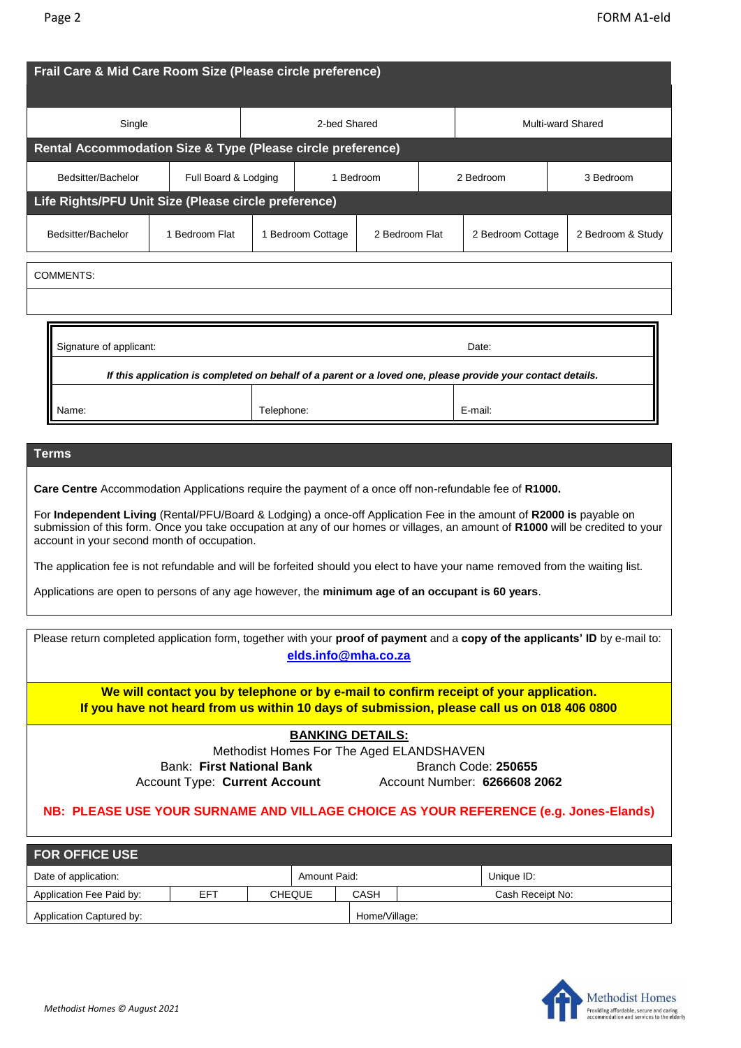## Frail Care & Mid Care Room Size (Please circle preference)

| Single | 2-bed Shared | Multi-ward Shared |
|---|---|---|

## Rental Accommodation Size & Type (Please circle preference)

| Bedsitter/Bachelor | Full Board & Lodging | 1 Bedroom | 2 Bedroom | 3 Bedroom |
|---|---|---|---|---|

## Life Rights/PFU Unit Size (Please circle preference)

| Bedsitter/Bachelor | 1 Bedroom Flat | 1 Bedroom Cottage | 2 Bedroom Flat | 2 Bedroom Cottage | 2 Bedroom & Study |
|---|---|---|---|---|---|

COMMENTS:

| Signature of applicant: | | Date: |
|---|---|---|
| ***If this application is completed on behalf of a parent or a loved one, please provide your contact details.*** | | |
| Name: | Telephone: | E-mail: |

## Terms

**Care Centre** Accommodation Applications require the payment of a once off non-refundable fee of **R1000.**

For **Independent Living** (Rental/PFU/Board & Lodging) a once-off Application Fee in the amount of **R2000 is** payable on submission of this form. Once you take occupation at any of our homes or villages, an amount of **R1000** will be credited to your account in your second month of occupation.

The application fee is not refundable and will be forfeited should you elect to have your name removed from the waiting list.

Applications are open to persons of any age however, the **minimum age of an occupant is 60 years**.

Please return completed application form, together with your **proof of payment** and a **copy of the applicants' ID** by e-mail to: **elds.info@mha.co.za**

**We will contact you by telephone or by e-mail to confirm receipt of your application.**
**If you have not heard from us within 10 days of submission, please call us on 018 406 0800**

**BANKING DETAILS:**

Methodist Homes For The Aged ELANDSHAVEN

Bank: **First National Bank** Branch Code: **250655**

Account Type: **Current Account** Account Number: **6266608 2062**

**NB: PLEASE USE YOUR SURNAME AND VILLAGE CHOICE AS YOUR REFERENCE (e.g. Jones-Elands)**

## FOR OFFICE USE

| Date of application: | | | Amount Paid: | | Unique ID: |
|---|---|---|---|---|---|
| Application Fee Paid by: | EFT | CHEQUE | CASH | Cash Receipt No: | |
| Application Captured by: | | | Home/Village: | | |

*Methodist Homes © August 2021*

Methodist Homes
Providing affordable, secure and caring accommodation and services to the elderly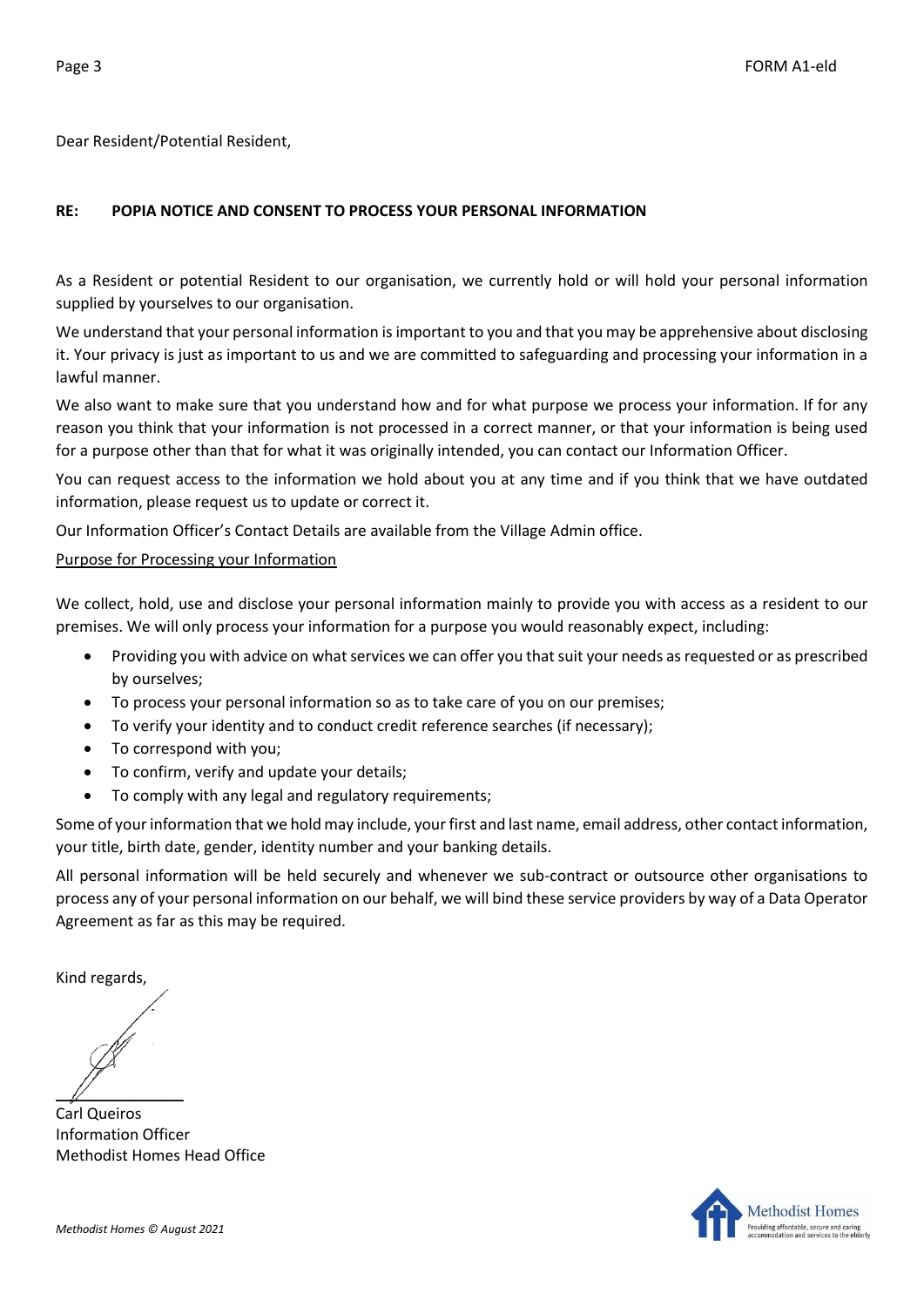Dear Resident/Potential Resident,

**RE: POPIA NOTICE AND CONSENT TO PROCESS YOUR PERSONAL INFORMATION**

As a Resident or potential Resident to our organisation, we currently hold or will hold your personal information supplied by yourselves to our organisation.

We understand that your personal information is important to you and that you may be apprehensive about disclosing it. Your privacy is just as important to us and we are committed to safeguarding and processing your information in a lawful manner.

We also want to make sure that you understand how and for what purpose we process your information. If for any reason you think that your information is not processed in a correct manner, or that your information is being used for a purpose other than that for what it was originally intended, you can contact our Information Officer.

You can request access to the information we hold about you at any time and if you think that we have outdated information, please request us to update or correct it.

Our Information Officer's Contact Details are available from the Village Admin office.

<u>Purpose for Processing your Information</u>

We collect, hold, use and disclose your personal information mainly to provide you with access as a resident to our premises. We will only process your information for a purpose you would reasonably expect, including:

- Providing you with advice on what services we can offer you that suit your needs as requested or as prescribed by ourselves;
- To process your personal information so as to take care of you on our premises;
- To verify your identity and to conduct credit reference searches (if necessary);
- To correspond with you;
- To confirm, verify and update your details;
- To comply with any legal and regulatory requirements;

Some of your information that we hold may include, your first and last name, email address, other contact information, your title, birth date, gender, identity number and your banking details.

All personal information will be held securely and whenever we sub-contract or outsource other organisations to process any of your personal information on our behalf, we will bind these service providers by way of a Data Operator Agreement as far as this may be required.

Kind regards,

Carl Queiros
Information Officer
Methodist Homes Head Office

*Methodist Homes © August 2021*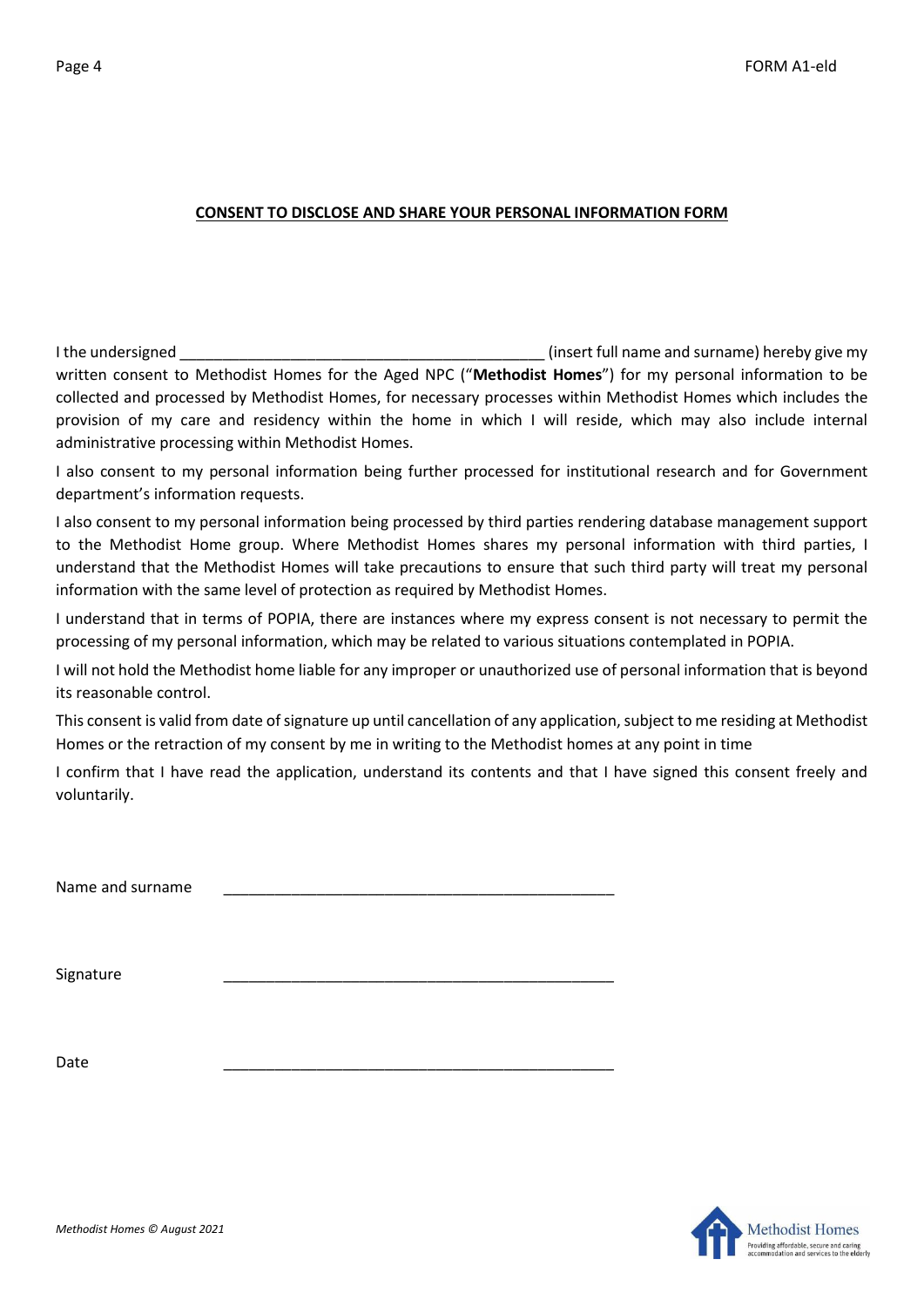## CONSENT TO DISCLOSE AND SHARE YOUR PERSONAL INFORMATION FORM

I the undersigned ___________________________________________ (insert full name and surname) hereby give my written consent to Methodist Homes for the Aged NPC ("**Methodist Homes**") for my personal information to be collected and processed by Methodist Homes, for necessary processes within Methodist Homes which includes the provision of my care and residency within the home in which I will reside, which may also include internal administrative processing within Methodist Homes.

I also consent to my personal information being further processed for institutional research and for Government department's information requests.

I also consent to my personal information being processed by third parties rendering database management support to the Methodist Home group. Where Methodist Homes shares my personal information with third parties, I understand that the Methodist Homes will take precautions to ensure that such third party will treat my personal information with the same level of protection as required by Methodist Homes.

I understand that in terms of POPIA, there are instances where my express consent is not necessary to permit the processing of my personal information, which may be related to various situations contemplated in POPIA.

I will not hold the Methodist home liable for any improper or unauthorized use of personal information that is beyond its reasonable control.

This consent is valid from date of signature up until cancellation of any application, subject to me residing at Methodist Homes or the retraction of my consent by me in writing to the Methodist homes at any point in time

I confirm that I have read the application, understand its contents and that I have signed this consent freely and voluntarily.

Name and surname _______________________________________________

Signature _______________________________________________

Date _______________________________________________